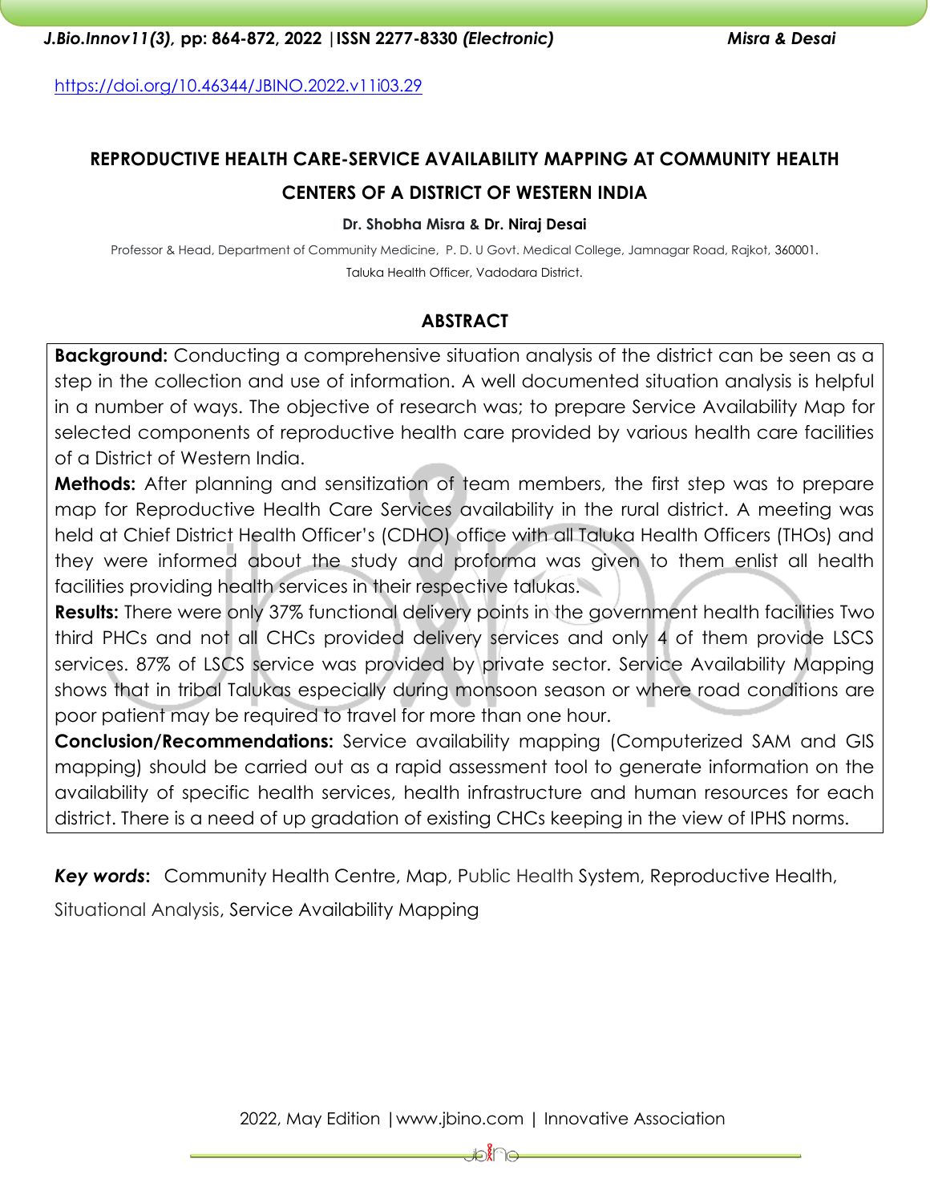https://doi.org/10.46344/JBINO.2022.v11i03.29

# REPRODUCTIVE HEALTH CARE-SERVICE AVAILABILITY MAPPING AT COMMUNITY HEALTH CENTERS OF A DISTRICT OF WESTERN INDIA

**Dr. Shobha Misra & Dr. Niraj Desai**

Professor & Head, Department of Community Medicine, P. D. U Govt. Medical College, Jamnagar Road, Rajkot, 360001.

Taluka Health Officer, Vadodara District.

## ABSTRACT

**Background:** Conducting a comprehensive situation analysis of the district can be seen as a step in the collection and use of information. A well documented situation analysis is helpful in a number of ways. The objective of research was; to prepare Service Availability Map for selected components of reproductive health care provided by various health care facilities of a District of Western India.

**Methods:** After planning and sensitization of team members, the first step was to prepare map for Reproductive Health Care Services availability in the rural district. A meeting was held at Chief District Health Officer's (CDHO) office with all Taluka Health Officers (THOs) and they were informed about the study and proforma was given to them enlist all health facilities providing health services in their respective talukas.

**Results:** There were only 37% functional delivery points in the government health facilities Two third PHCs and not all CHCs provided delivery services and only 4 of them provide LSCS services. 87% of LSCS service was provided by private sector. Service Availability Mapping shows that in tribal Talukas especially during monsoon season or where road conditions are poor patient may be required to travel for more than one hour.

**Conclusion/Recommendations:** Service availability mapping (Computerized SAM and GIS mapping) should be carried out as a rapid assessment tool to generate information on the availability of specific health services, health infrastructure and human resources for each district. There is a need of up gradation of existing CHCs keeping in the view of IPHS norms.

***Key words*:** Community Health Centre, Map, Public Health System, Reproductive Health, Situational Analysis, Service Availability Mapping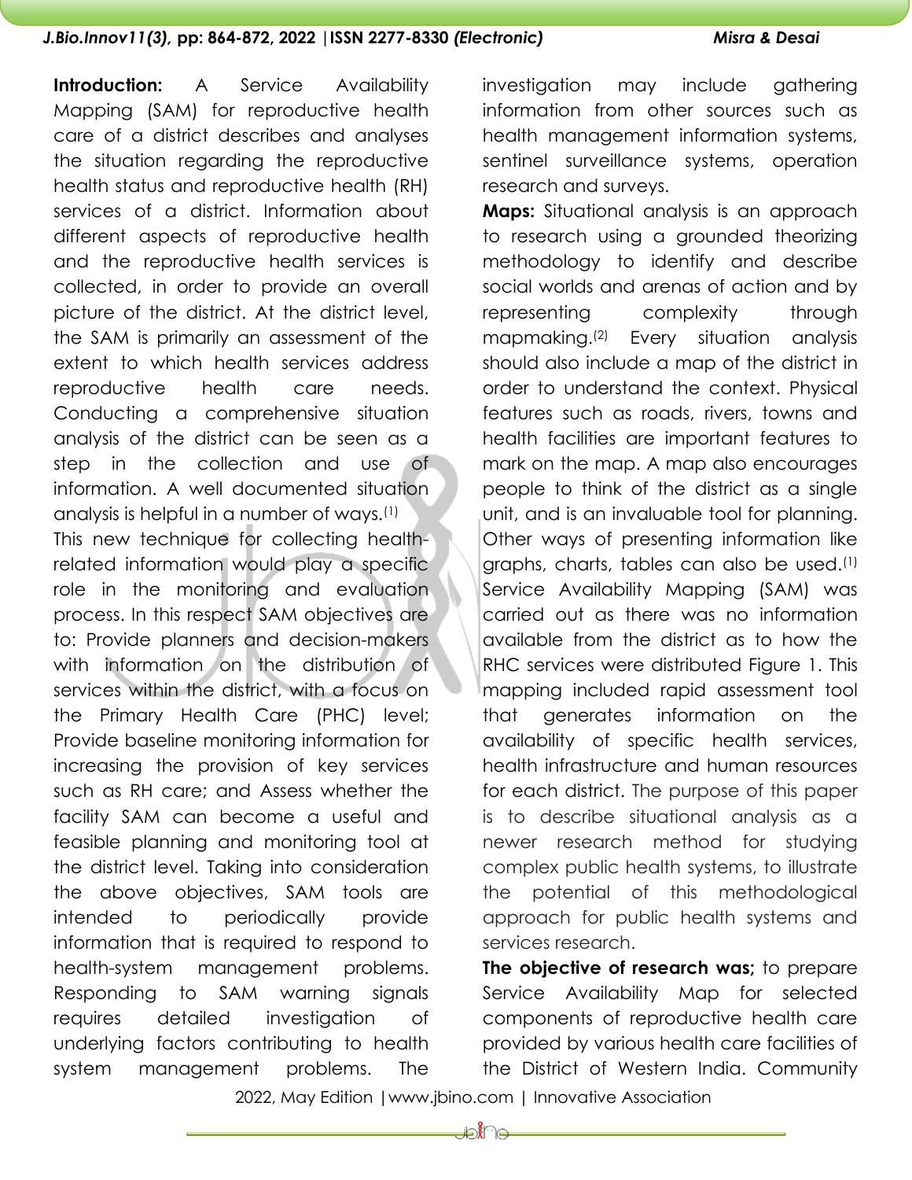**Introduction:** A Service Availability Mapping (SAM) for reproductive health care of a district describes and analyses the situation regarding the reproductive health status and reproductive health (RH) services of a district. Information about different aspects of reproductive health and the reproductive health services is collected, in order to provide an overall picture of the district. At the district level, the SAM is primarily an assessment of the extent to which health services address reproductive health care needs. Conducting a comprehensive situation analysis of the district can be seen as a step in the collection and use of information. A well documented situation analysis is helpful in a number of ways.[1]

This new technique for collecting health-related information would play a specific role in the monitoring and evaluation process. In this respect SAM objectives are to: Provide planners and decision-makers with information on the distribution of services within the district, with a focus on the Primary Health Care (PHC) level; Provide baseline monitoring information for increasing the provision of key services such as RH care; and Assess whether the facility SAM can become a useful and feasible planning and monitoring tool at the district level. Taking into consideration the above objectives, SAM tools are intended to periodically provide information that is required to respond to health-system management problems. Responding to SAM warning signals requires detailed investigation of underlying factors contributing to health system management problems. The investigation may include gathering information from other sources such as health management information systems, sentinel surveillance systems, operation research and surveys.

**Maps:** Situational analysis is an approach to research using a grounded theorizing methodology to identify and describe social worlds and arenas of action and by representing complexity through mapmaking.[2] Every situation analysis should also include a map of the district in order to understand the context. Physical features such as roads, rivers, towns and health facilities are important features to mark on the map. A map also encourages people to think of the district as a single unit, and is an invaluable tool for planning. Other ways of presenting information like graphs, charts, tables can also be used.[1]

Service Availability Mapping (SAM) was carried out as there was no information available from the district as to how the RHC services were distributed Figure 1. This mapping included rapid assessment tool that generates information on the availability of specific health services, health infrastructure and human resources for each district. The purpose of this paper is to describe situational analysis as a newer research method for studying complex public health systems, to illustrate the potential of this methodological approach for public health systems and services research.

**The objective of research was;** to prepare Service Availability Map for selected components of reproductive health care provided by various health care facilities of the District of Western India. Community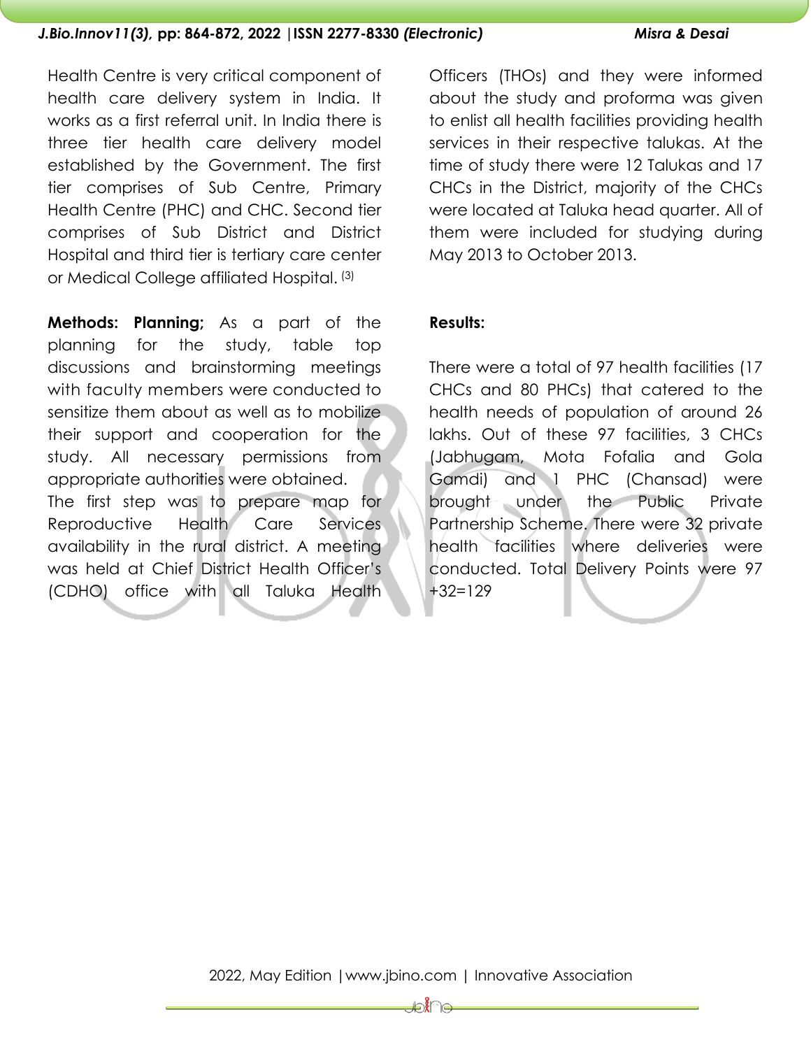Health Centre is very critical component of health care delivery system in India. It works as a first referral unit. In India there is three tier health care delivery model established by the Government. The first tier comprises of Sub Centre, Primary Health Centre (PHC) and CHC. Second tier comprises of Sub District and District Hospital and third tier is tertiary care center or Medical College affiliated Hospital. [3]

**Methods: Planning;** As a part of the planning for the study, table top discussions and brainstorming meetings with faculty members were conducted to sensitize them about as well as to mobilize their support and cooperation for the study. All necessary permissions from appropriate authorities were obtained.

The first step was to prepare map for Reproductive Health Care Services availability in the rural district. A meeting was held at Chief District Health Officer's (CDHO) office with all Taluka Health Officers (THOs) and they were informed about the study and proforma was given to enlist all health facilities providing health services in their respective talukas. At the time of study there were 12 Talukas and 17 CHCs in the District, majority of the CHCs were located at Taluka head quarter. All of them were included for studying during May 2013 to October 2013.

**Results:**

There were a total of 97 health facilities (17 CHCs and 80 PHCs) that catered to the health needs of population of around 26 lakhs. Out of these 97 facilities, 3 CHCs (Jabhugam, Mota Fofalia and Gola Gamdi) and 1 PHC (Chansad) were brought under the Public Private Partnership Scheme. There were 32 private health facilities where deliveries were conducted. Total Delivery Points were 97 +32=129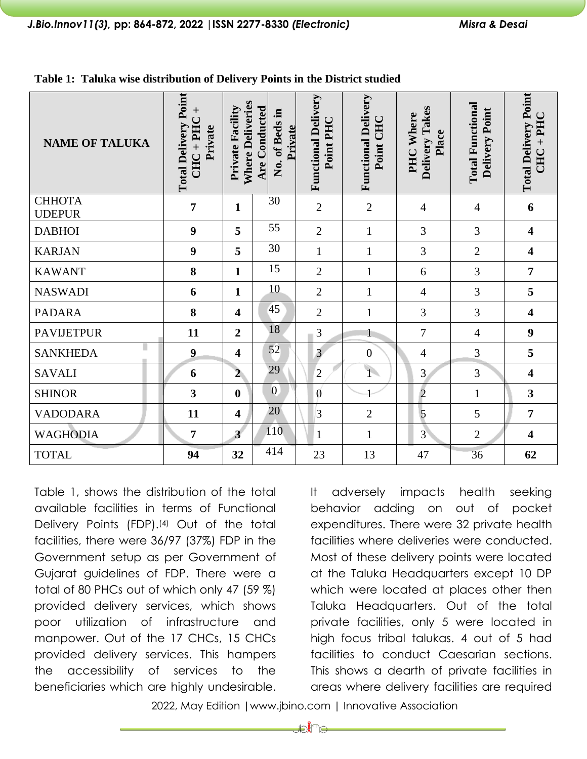**Table 1: Taluka wise distribution of Delivery Points in the District studied**

| NAME OF TALUKA | Total Delivery Point CHC + PHC + Private | Private Facility Where Deliveries Are Conducted | No. of Beds in Private | Functional Delivery Point PHC | Functional Delivery Point CHC | PHC Where Delivery Takes Place | Total Functional Delivery Point | Total Delivery Point CHC + PHC |
|---|---|---|---|---|---|---|---|---|
| CHHOTA UDEPUR | **7** | **1** | 30 | 2 | 2 | 4 | 4 | **6** |
| DABHOI | **9** | **5** | 55 | 2 | 1 | 3 | 3 | **4** |
| KARJAN | **9** | **5** | 30 | 1 | 1 | 3 | 2 | **4** |
| KAWANT | **8** | **1** | 15 | 2 | 1 | 6 | 3 | **7** |
| NASWADI | **6** | **1** | 10 | 2 | 1 | 4 | 3 | **5** |
| PADARA | **8** | **4** | 45 | 2 | 1 | 3 | 3 | **4** |
| PAVIJETPUR | **11** | **2** | 18 | 3 | 1 | 7 | 4 | **9** |
| SANKHEDA | **9** | **4** | 52 | 3 | 0 | 4 | 3 | **5** |
| SAVALI | **6** | **2** | 29 | 2 | 1 | 3 | 3 | **4** |
| SHINOR | **3** | **0** | 0 | 0 | 1 | 2 | 1 | **3** |
| VADODARA | **11** | **4** | 20 | 3 | 2 | 5 | 5 | **7** |
| WAGHODIA | **7** | **3** | 110 | 1 | 1 | 3 | 2 | **4** |
| TOTAL | **94** | **32** | 414 | 23 | 13 | 47 | 36 | **62** |

Table 1, shows the distribution of the total available facilities in terms of Functional Delivery Points (FDP).[4] Out of the total facilities, there were 36/97 (37%) FDP in the Government setup as per Government of Gujarat guidelines of FDP. There were a total of 80 PHCs out of which only 47 (59 %) provided delivery services, which shows poor utilization of infrastructure and manpower. Out of the 17 CHCs, 15 CHCs provided delivery services. This hampers the accessibility of services to the beneficiaries which are highly undesirable. It adversely impacts health seeking behavior adding on out of pocket expenditures. There were 32 private health facilities where deliveries were conducted. Most of these delivery points were located at the Taluka Headquarters except 10 DP which were located at places other then Taluka Headquarters. Out of the total private facilities, only 5 were located in high focus tribal talukas. 4 out of 5 had facilities to conduct Caesarian sections. This shows a dearth of private facilities in areas where delivery facilities are required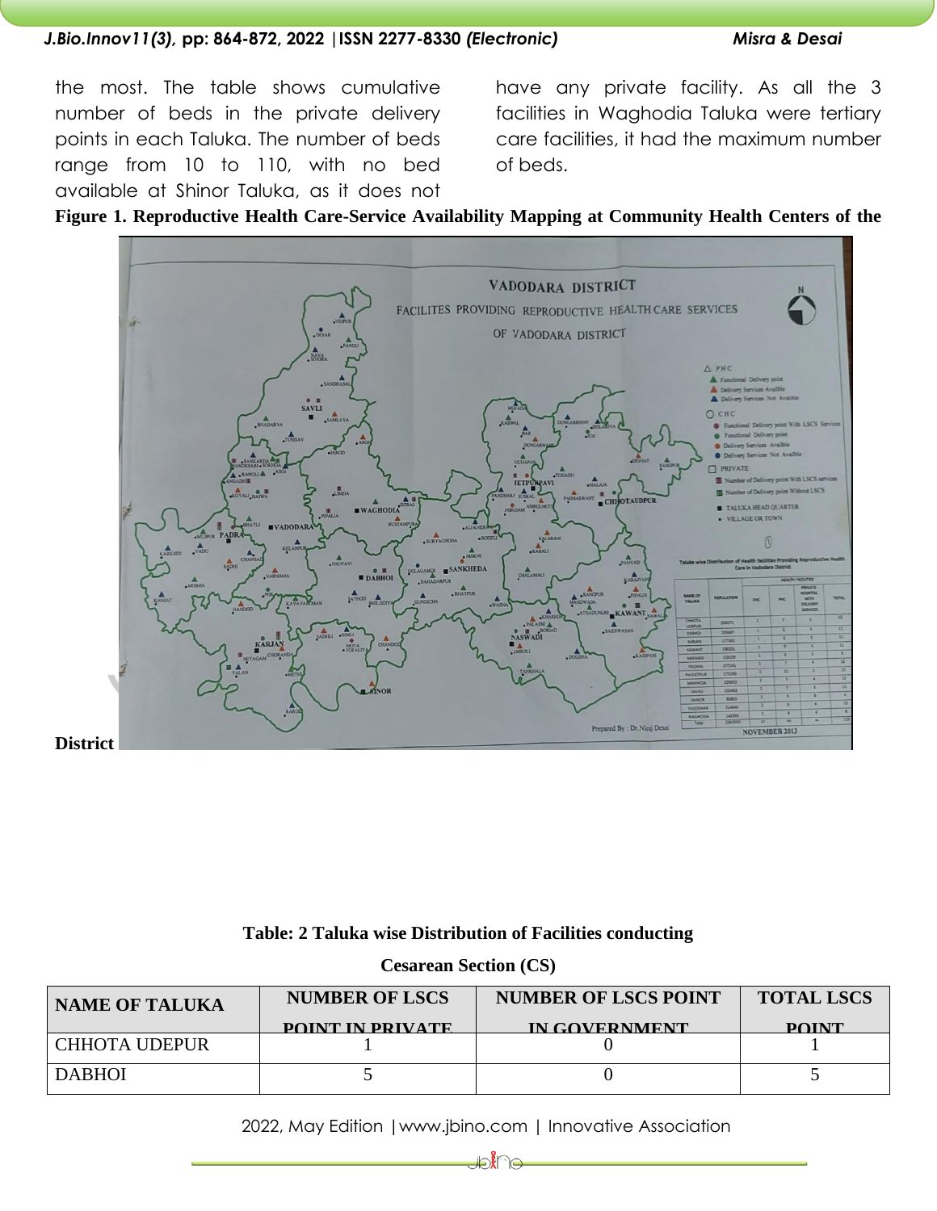the most. The table shows cumulative number of beds in the private delivery points in each Taluka. The number of beds range from 10 to 110, with no bed available at Shinor Taluka, as it does not have any private facility. As all the 3 facilities in Waghodia Taluka were tertiary care facilities, it had the maximum number of beds.

**Figure 1. Reproductive Health Care-Service Availability Mapping at Community Health Centers of the District**

**Table: 2 Taluka wise Distribution of Facilities conducting Cesarean Section (CS)**

| NAME OF TALUKA | NUMBER OF LSCS POINT IN PRIVATE | NUMBER OF LSCS POINT IN GOVERNMENT | TOTAL LSCS POINT |
|---|---|---|---|
| CHHOTA UDEPUR | 1 | 0 | 1 |
| DABHOI | 5 | 0 | 5 |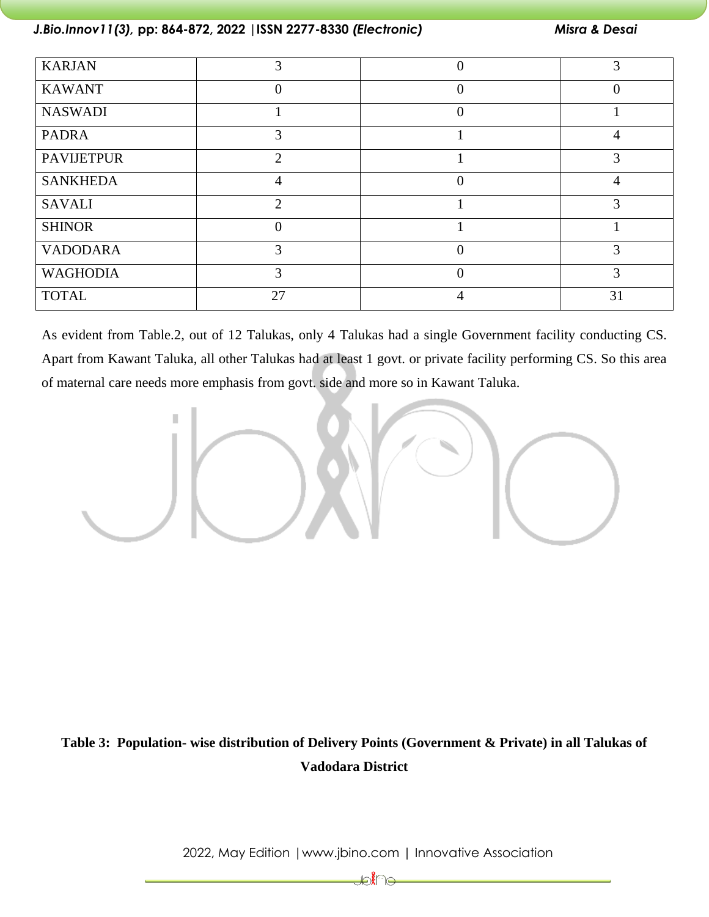| KARJAN | 3 | 0 | 3 |
|---|---|---|---|
| KAWANT | 0 | 0 | 0 |
| NASWADI | 1 | 0 | 1 |
| PADRA | 3 | 1 | 4 |
| PAVIJETPUR | 2 | 1 | 3 |
| SANKHEDA | 4 | 0 | 4 |
| SAVALI | 2 | 1 | 3 |
| SHINOR | 0 | 1 | 1 |
| VADODARA | 3 | 0 | 3 |
| WAGHODIA | 3 | 0 | 3 |
| TOTAL | 27 | 4 | 31 |

As evident from Table.2, out of 12 Talukas, only 4 Talukas had a single Government facility conducting CS. Apart from Kawant Taluka, all other Talukas had at least 1 govt. or private facility performing CS. So this area of maternal care needs more emphasis from govt. side and more so in Kawant Taluka.

**Table 3: Population- wise distribution of Delivery Points (Government & Private) in all Talukas of Vadodara District**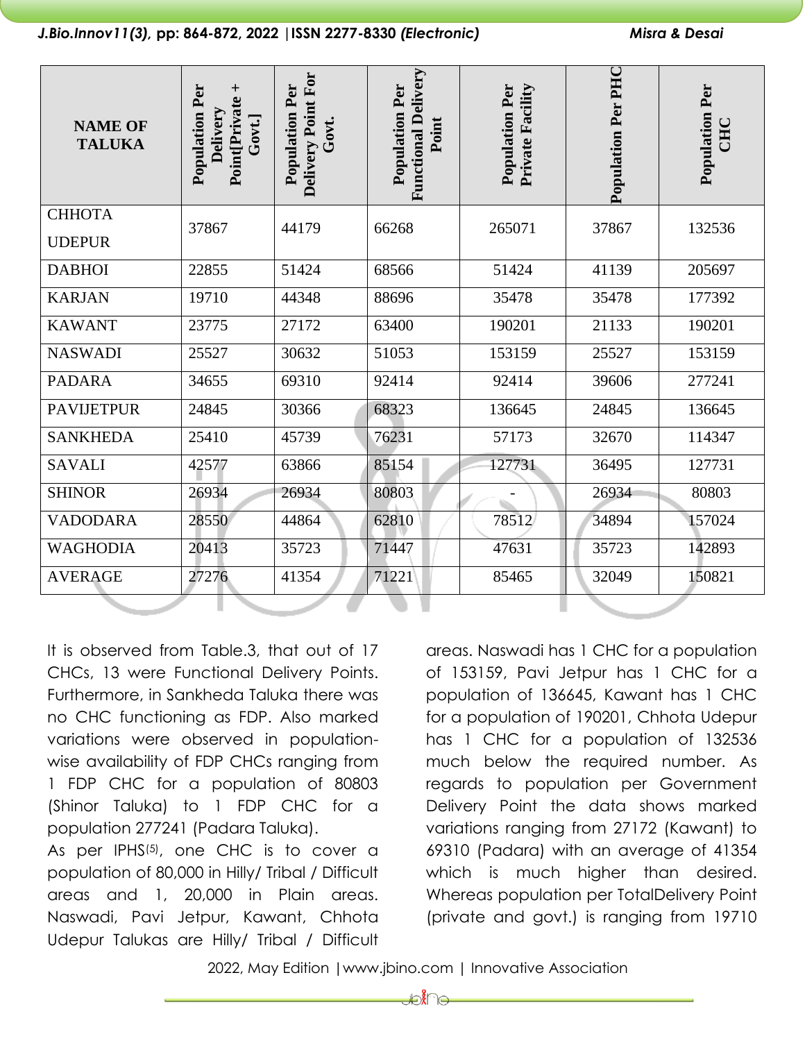| NAME OF TALUKA | Population Per Delivery Point[Private + Govt.] | Population Per Delivery Point For Govt. | Population Per Functional Delivery Point | Population Per Private Facility | Population Per PHC | Population Per CHC |
|---|---|---|---|---|---|---|
| CHHOTA UDEPUR | 37867 | 44179 | 66268 | 265071 | 37867 | 132536 |
| DABHOI | 22855 | 51424 | 68566 | 51424 | 41139 | 205697 |
| KARJAN | 19710 | 44348 | 88696 | 35478 | 35478 | 177392 |
| KAWANT | 23775 | 27172 | 63400 | 190201 | 21133 | 190201 |
| NASWADI | 25527 | 30632 | 51053 | 153159 | 25527 | 153159 |
| PADARA | 34655 | 69310 | 92414 | 92414 | 39606 | 277241 |
| PAVIJETPUR | 24845 | 30366 | 68323 | 136645 | 24845 | 136645 |
| SANKHEDA | 25410 | 45739 | 76231 | 57173 | 32670 | 114347 |
| SAVALI | 42577 | 63866 | 85154 | 127731 | 36495 | 127731 |
| SHINOR | 26934 | 26934 | 80803 | - | 26934 | 80803 |
| VADODARA | 28550 | 44864 | 62810 | 78512 | 34894 | 157024 |
| WAGHODIA | 20413 | 35723 | 71447 | 47631 | 35723 | 142893 |
| AVERAGE | 27276 | 41354 | 71221 | 85465 | 32049 | 150821 |

It is observed from Table.3, that out of 17 CHCs, 13 were Functional Delivery Points. Furthermore, in Sankheda Taluka there was no CHC functioning as FDP. Also marked variations were observed in population-wise availability of FDP CHCs ranging from 1 FDP CHC for a population of 80803 (Shinor Taluka) to 1 FDP CHC for a population 277241 (Padara Taluka).

As per IPHS[5], one CHC is to cover a population of 80,000 in Hilly/ Tribal / Difficult areas and 1, 20,000 in Plain areas. Naswadi, Pavi Jetpur, Kawant, Chhota Udepur Talukas are Hilly/ Tribal / Difficult areas. Naswadi has 1 CHC for a population of 153159, Pavi Jetpur has 1 CHC for a population of 136645, Kawant has 1 CHC for a population of 190201, Chhota Udepur has 1 CHC for a population of 132536 much below the required number. As regards to population per Government Delivery Point the data shows marked variations ranging from 27172 (Kawant) to 69310 (Padara) with an average of 41354 which is much higher than desired. Whereas population per TotalDelivery Point (private and govt.) is ranging from 19710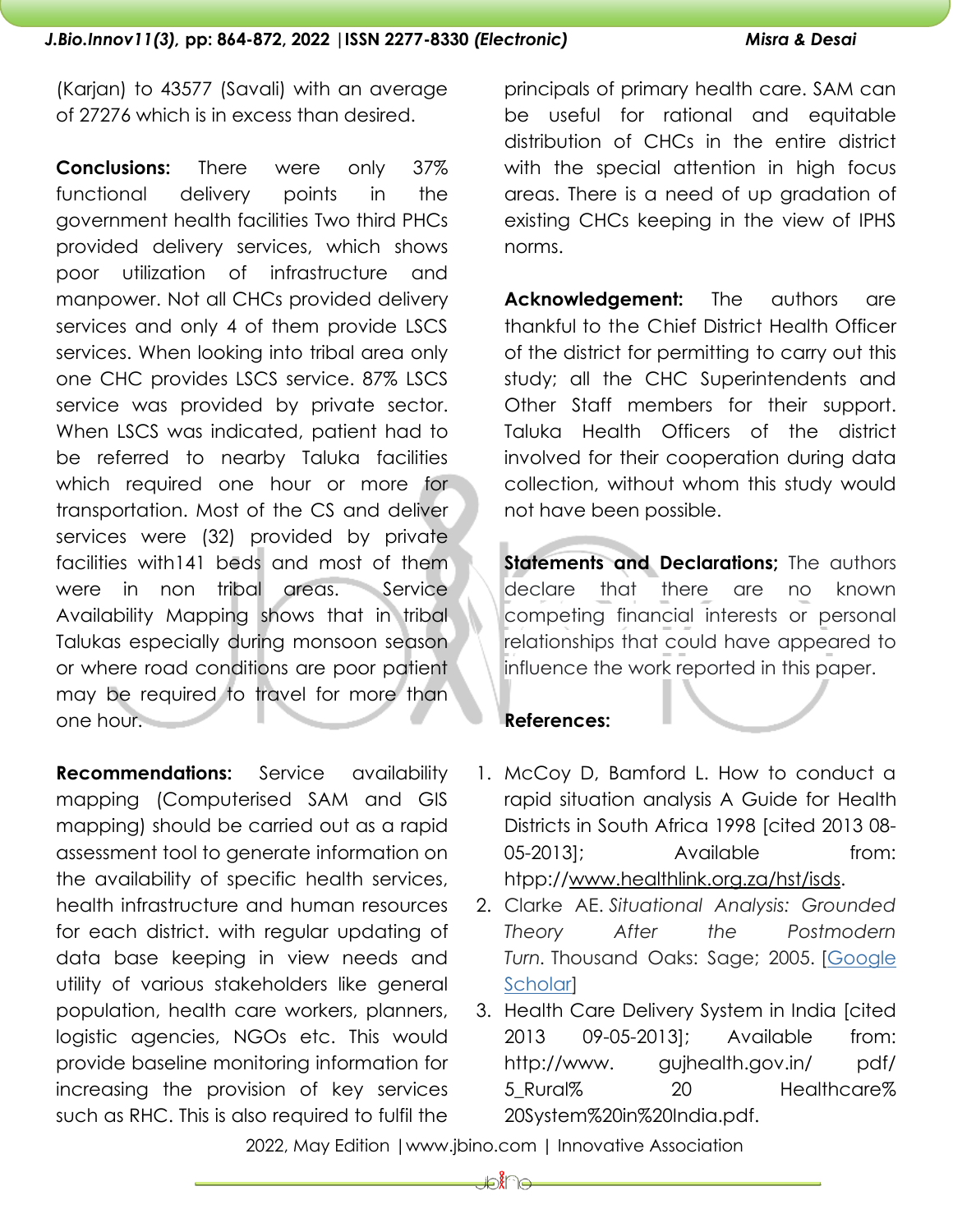(Karjan) to 43577 (Savali) with an average of 27276 which is in excess than desired.

**Conclusions:** There were only 37% functional delivery points in the government health facilities Two third PHCs provided delivery services, which shows poor utilization of infrastructure and manpower. Not all CHCs provided delivery services and only 4 of them provide LSCS services. When looking into tribal area only one CHC provides LSCS service. 87% LSCS service was provided by private sector. When LSCS was indicated, patient had to be referred to nearby Taluka facilities which required one hour or more for transportation. Most of the CS and deliver services were (32) provided by private facilities with141 beds and most of them were in non tribal areas. Service Availability Mapping shows that in tribal Talukas especially during monsoon season or where road conditions are poor patient may be required to travel for more than one hour.

**Recommendations:** Service availability mapping (Computerised SAM and GIS mapping) should be carried out as a rapid assessment tool to generate information on the availability of specific health services, health infrastructure and human resources for each district. with regular updating of data base keeping in view needs and utility of various stakeholders like general population, health care workers, planners, logistic agencies, NGOs etc. This would provide baseline monitoring information for increasing the provision of key services such as RHC. This is also required to fulfil the principals of primary health care. SAM can be useful for rational and equitable distribution of CHCs in the entire district with the special attention in high focus areas. There is a need of up gradation of existing CHCs keeping in the view of IPHS norms.

**Acknowledgement:** The authors are thankful to the Chief District Health Officer of the district for permitting to carry out this study; all the CHC Superintendents and Other Staff members for their support. Taluka Health Officers of the district involved for their cooperation during data collection, without whom this study would not have been possible.

**Statements and Declarations;** The authors declare that there are no known competing financial interests or personal relationships that could have appeared to influence the work reported in this paper.

**References:**

1. McCoy D, Bamford L. How to conduct a rapid situation analysis A Guide for Health Districts in South Africa 1998 [cited 2013 08-05-2013]; Available from: htpp://www.healthlink.org.za/hst/isds.
2. Clarke AE. *Situational Analysis: Grounded Theory After the Postmodern Turn*. Thousand Oaks: Sage; 2005. [Google Scholar]
3. Health Care Delivery System in India [cited 2013 09-05-2013]; Available from: http://www. gujhealth.gov.in/ pdf/ 5_Rural% 20 Healthcare% 20System%20in%20India.pdf.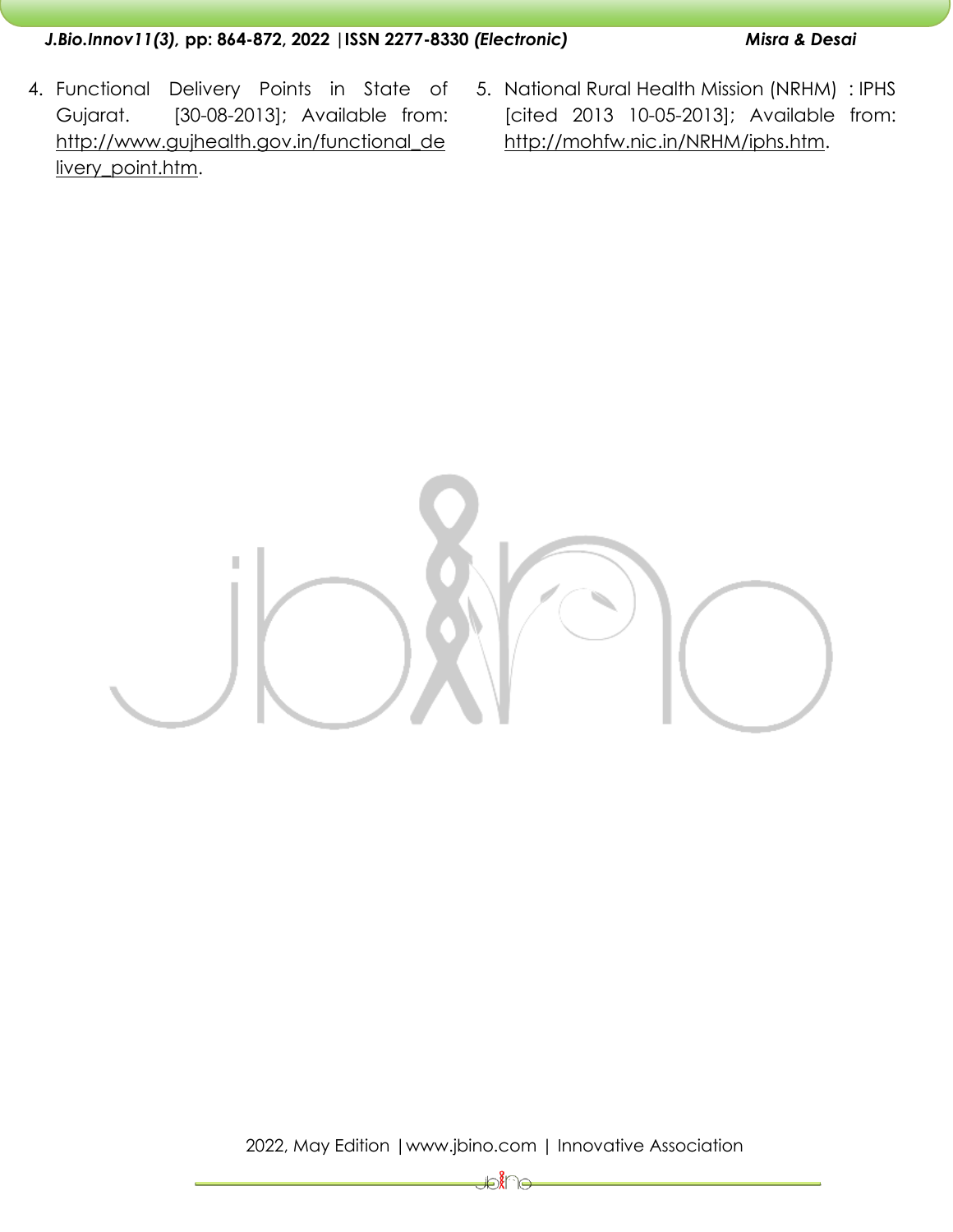4. Functional Delivery Points in State of Gujarat. [30-08-2013]; Available from: http://www.gujhealth.gov.in/functional_delivery_point.htm.
5. National Rural Health Mission (NRHM) : IPHS [cited 2013 10-05-2013]; Available from: http://mohfw.nic.in/NRHM/iphs.htm.